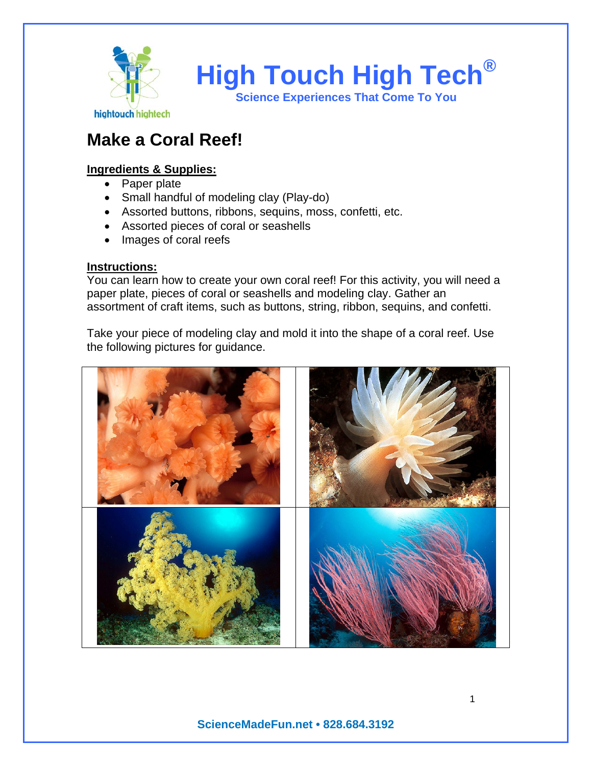# High Touch High Tech®

**Science Experiences That Come To You**

## Make a Coral Reef!

**Ingredients & Supplies:**

- Paper plate
- Small handful of modeling clay (Play-do)
- Assorted buttons, ribbons, sequins, moss, confetti, etc.
- Assorted pieces of coral or seashells
- Images of coral reefs

**Instructions:**

You can learn how to create your own coral reef! For this activity, you will need a paper plate, pieces of coral or seashells and modeling clay. Gather an assortment of craft items, such as buttons, string, ribbon, sequins, and confetti.

Take your piece of modeling clay and mold it into the shape of a coral reef. Use the following pictures for guidance.

ScienceMadeFun.net • 828.684.3192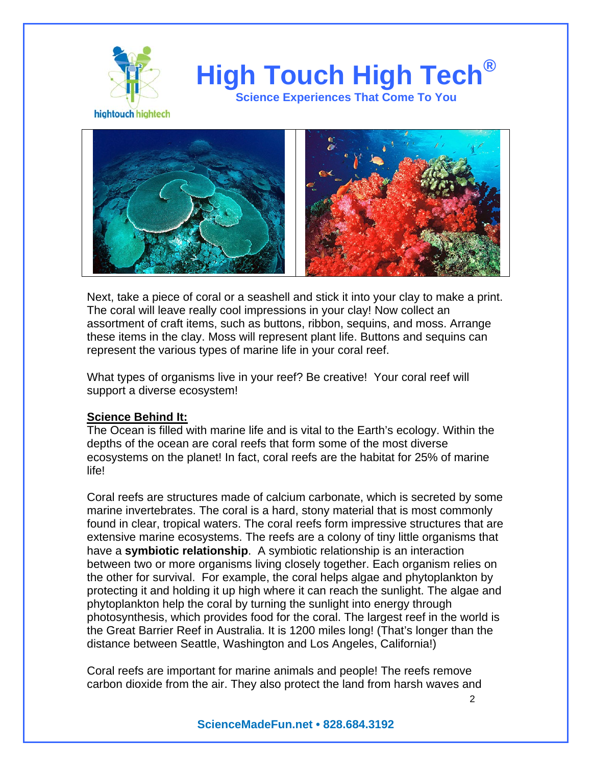Next, take a piece of coral or a seashell and stick it into your clay to make a print. The coral will leave really cool impressions in your clay! Now collect an assortment of craft items, such as buttons, ribbon, sequins, and moss. Arrange these items in the clay. Moss will represent plant life. Buttons and sequins can represent the various types of marine life in your coral reef.

What types of organisms live in your reef? Be creative! Your coral reef will support a diverse ecosystem!

**Science Behind It:**

The Ocean is filled with marine life and is vital to the Earth's ecology. Within the depths of the ocean are coral reefs that form some of the most diverse ecosystems on the planet! In fact, coral reefs are the habitat for 25% of marine life!

Coral reefs are structures made of calcium carbonate, which is secreted by some marine invertebrates. The coral is a hard, stony material that is most commonly found in clear, tropical waters. The coral reefs form impressive structures that are extensive marine ecosystems. The reefs are a colony of tiny little organisms that have a **symbiotic relationship**. A symbiotic relationship is an interaction between two or more organisms living closely together. Each organism relies on the other for survival. For example, the coral helps algae and phytoplankton by protecting it and holding it up high where it can reach the sunlight. The algae and phytoplankton help the coral by turning the sunlight into energy through photosynthesis, which provides food for the coral. The largest reef in the world is the Great Barrier Reef in Australia. It is 1200 miles long! (That's longer than the distance between Seattle, Washington and Los Angeles, California!)

Coral reefs are important for marine animals and people! The reefs remove carbon dioxide from the air. They also protect the land from harsh waves and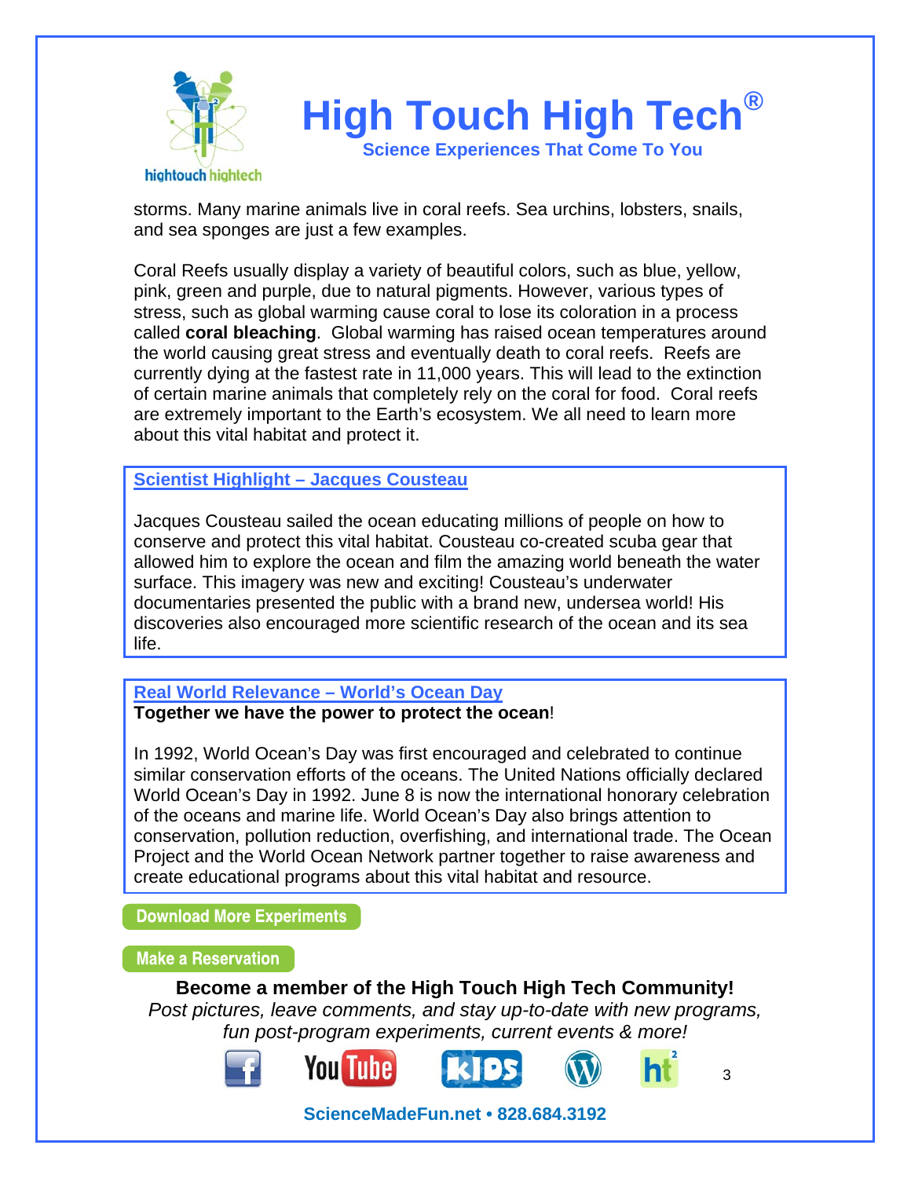storms. Many marine animals live in coral reefs. Sea urchins, lobsters, snails, and sea sponges are just a few examples.

Coral Reefs usually display a variety of beautiful colors, such as blue, yellow, pink, green and purple, due to natural pigments. However, various types of stress, such as global warming cause coral to lose its coloration in a process called **coral bleaching**. Global warming has raised ocean temperatures around the world causing great stress and eventually death to coral reefs. Reefs are currently dying at the fastest rate in 11,000 years. This will lead to the extinction of certain marine animals that completely rely on the coral for food. Coral reefs are extremely important to the Earth's ecosystem. We all need to learn more about this vital habitat and protect it.

## Scientist Highlight – Jacques Cousteau

Jacques Cousteau sailed the ocean educating millions of people on how to conserve and protect this vital habitat. Cousteau co-created scuba gear that allowed him to explore the ocean and film the amazing world beneath the water surface. This imagery was new and exciting! Cousteau's underwater documentaries presented the public with a brand new, undersea world! His discoveries also encouraged more scientific research of the ocean and its sea life.

## Real World Relevance – World's Ocean Day

**Together we have the power to protect the ocean**!

In 1992, World Ocean's Day was first encouraged and celebrated to continue similar conservation efforts of the oceans. The United Nations officially declared World Ocean's Day in 1992. June 8 is now the international honorary celebration of the oceans and marine life. World Ocean's Day also brings attention to conservation, pollution reduction, overfishing, and international trade. The Ocean Project and the World Ocean Network partner together to raise awareness and create educational programs about this vital habitat and resource.

Download More Experiments

Make a Reservation

**Become a member of the High Touch High Tech Community!**

*Post pictures, leave comments, and stay up-to-date with new programs, fun post-program experiments, current events & more!*